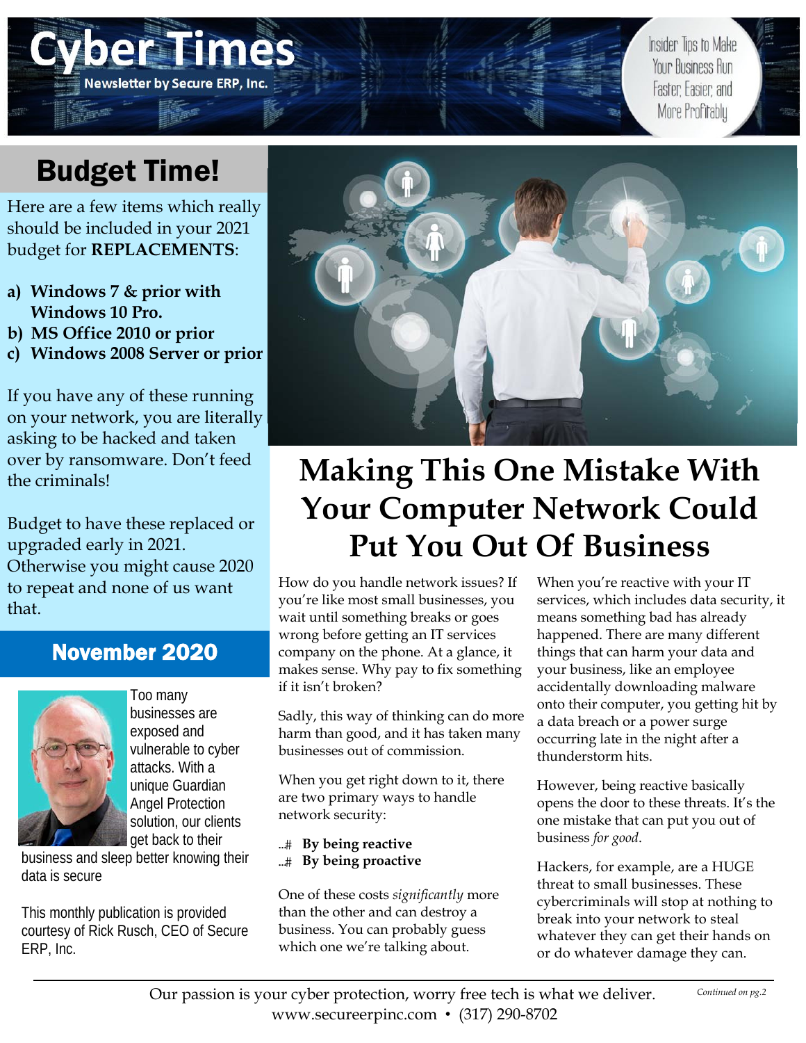# Cyber Times

Newsletter by Secure ERP, Inc.

Insider Tips to Make Your Business Run Faster, Easier, and More Profitably

## Budget Time!

Here are a few items which really should be included in your 2021 budget for **REPLACEMENTS**:

a) **Windows 7 & prior with Windows 10 Pro.**
b) **MS Office 2010 or prior**
c) **Windows 2008 Server or prior**

If you have any of these running on your network, you are literally asking to be hacked and taken over by ransomware. Don't feed the criminals!

Budget to have these replaced or upgraded early in 2021. Otherwise you might cause 2020 to repeat and none of us want that.

## November 2020

Too many businesses are exposed and vulnerable to cyber attacks. With a unique Guardian Angel Protection solution, our clients get back to their business and sleep better knowing their data is secure

This monthly publication is provided courtesy of Rick Rusch, CEO of Secure ERP, Inc.

# Making This One Mistake With Your Computer Network Could Put You Out Of Business

How do you handle network issues? If you're like most small businesses, you wait until something breaks or goes wrong before getting an IT services company on the phone. At a glance, it makes sense. Why pay to fix something if it isn't broken?

Sadly, this way of thinking can do more harm than good, and it has taken many businesses out of commission.

When you get right down to it, there are two primary ways to handle network security:

- **By being reactive**
- **By being proactive**

One of these costs *significantly* more than the other and can destroy a business. You can probably guess which one we're talking about.

When you're reactive with your IT services, which includes data security, it means something bad has already happened. There are many different things that can harm your data and your business, like an employee accidentally downloading malware onto their computer, you getting hit by a data breach or a power surge occurring late in the night after a thunderstorm hits.

However, being reactive basically opens the door to these threats. It's the one mistake that can put you out of business *for good*.

Hackers, for example, are a HUGE threat to small businesses. These cybercriminals will stop at nothing to break into your network to steal whatever they can get their hands on or do whatever damage they can.

*Continued on pg.2*

Our passion is your cyber protection, worry free tech is what we deliver.
www.secureerpinc.com • (317) 290-8702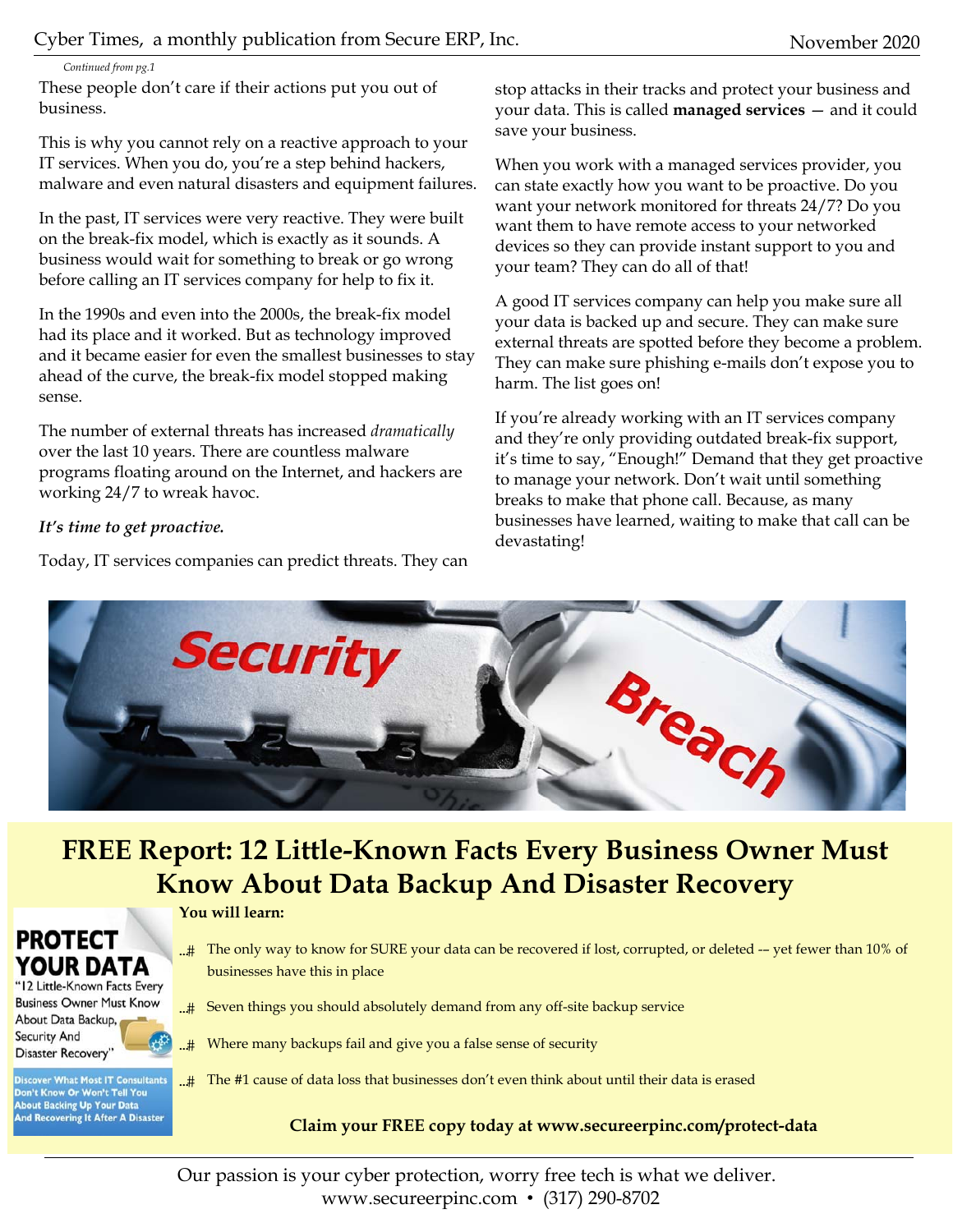*Continued from pg.1*

These people don't care if their actions put you out of business.

This is why you cannot rely on a reactive approach to your IT services. When you do, you're a step behind hackers, malware and even natural disasters and equipment failures.

In the past, IT services were very reactive. They were built on the break-fix model, which is exactly as it sounds. A business would wait for something to break or go wrong before calling an IT services company for help to fix it.

In the 1990s and even into the 2000s, the break-fix model had its place and it worked. But as technology improved and it became easier for even the smallest businesses to stay ahead of the curve, the break-fix model stopped making sense.

The number of external threats has increased *dramatically* over the last 10 years. There are countless malware programs floating around on the Internet, and hackers are working 24/7 to wreak havoc.

***It's time to get proactive.***

Today, IT services companies can predict threats. They can stop attacks in their tracks and protect your business and your data. This is called **managed services** — and it could save your business.

When you work with a managed services provider, you can state exactly how you want to be proactive. Do you want your network monitored for threats 24/7? Do you want them to have remote access to your networked devices so they can provide instant support to you and your team? They can do all of that!

A good IT services company can help you make sure all your data is backed up and secure. They can make sure external threats are spotted before they become a problem. They can make sure phishing e-mails don't expose you to harm. The list goes on!

If you're already working with an IT services company and they're only providing outdated break-fix support, it's time to say, "Enough!" Demand that they get proactive to manage your network. Don't wait until something breaks to make that phone call. Because, as many businesses have learned, waiting to make that call can be devastating!

## FREE Report: 12 Little-Known Facts Every Business Owner Must Know About Data Backup And Disaster Recovery

**PROTECT YOUR DATA**

"12 Little-Known Facts Every Business Owner Must Know About Data Backup, Security And Disaster Recovery"

Discover What Most IT Consultants Don't Know Or Won't Tell You About Backing Up Your Data And Recovering It After A Disaster

**You will learn:**

- The only way to know for SURE your data can be recovered if lost, corrupted, or deleted -- yet fewer than 10% of businesses have this in place
- Seven things you should absolutely demand from any off-site backup service
- Where many backups fail and give you a false sense of security
- The #1 cause of data loss that businesses don't even think about until their data is erased

**Claim your FREE copy today at www.secureerpinc.com/protect-data**

Our passion is your cyber protection, worry free tech is what we deliver.
www.secureerpinc.com • (317) 290-8702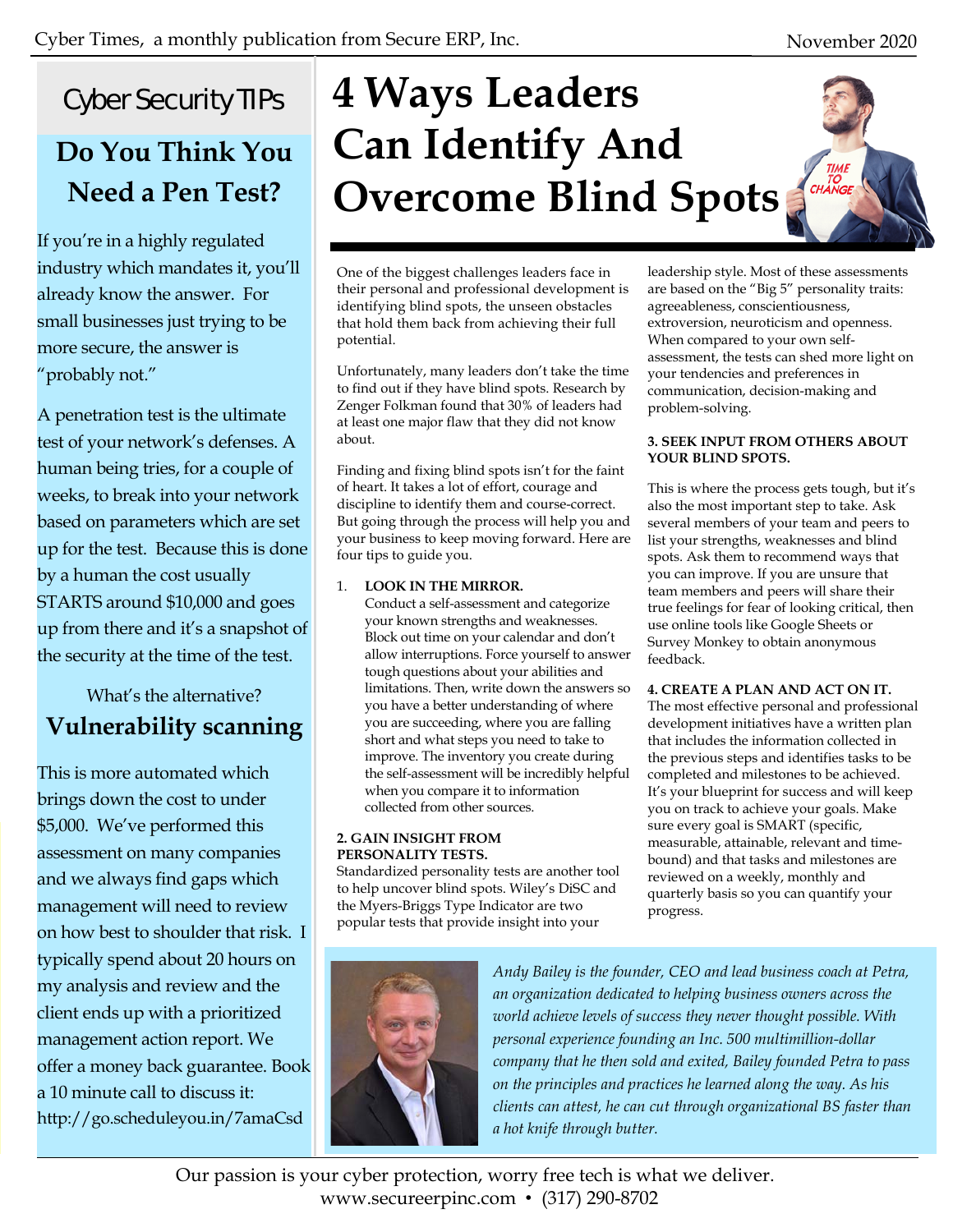## Cyber Security TIPs

### Do You Think You Need a Pen Test?

If you're in a highly regulated industry which mandates it, you'll already know the answer. For small businesses just trying to be more secure, the answer is "probably not."

A penetration test is the ultimate test of your network's defenses. A human being tries, for a couple of weeks, to break into your network based on parameters which are set up for the test. Because this is done by a human the cost usually STARTS around $10,000 and goes up from there and it's a snapshot of the security at the time of the test.

What's the alternative?

**Vulnerability scanning**

This is more automated which brings down the cost to under $5,000. We've performed this assessment on many companies and we always find gaps which management will need to review on how best to shoulder that risk. I typically spend about 20 hours on my analysis and review and the client ends up with a prioritized management action report. We offer a money back guarantee. Book a 10 minute call to discuss it: http://go.scheduleyou.in/7amaCsd

# 4 Ways Leaders Can Identify And Overcome Blind Spots

One of the biggest challenges leaders face in their personal and professional development is identifying blind spots, the unseen obstacles that hold them back from achieving their full potential.

Unfortunately, many leaders don't take the time to find out if they have blind spots. Research by Zenger Folkman found that 30% of leaders had at least one major flaw that they did not know about.

Finding and fixing blind spots isn't for the faint of heart. It takes a lot of effort, courage and discipline to identify them and course-correct. But going through the process will help you and your business to keep moving forward. Here are four tips to guide you.

1. **LOOK IN THE MIRROR.**
   Conduct a self-assessment and categorize your known strengths and weaknesses. Block out time on your calendar and don't allow interruptions. Force yourself to answer tough questions about your abilities and limitations. Then, write down the answers so you have a better understanding of where you are succeeding, where you are falling short and what steps you need to take to improve. The inventory you create during the self-assessment will be incredibly helpful when you compare it to information collected from other sources.

**2. GAIN INSIGHT FROM PERSONALITY TESTS.**
Standardized personality tests are another tool to help uncover blind spots. Wiley's DiSC and the Myers-Briggs Type Indicator are two popular tests that provide insight into your leadership style. Most of these assessments are based on the "Big 5" personality traits: agreeableness, conscientiousness, extroversion, neuroticism and openness. When compared to your own self-assessment, the tests can shed more light on your tendencies and preferences in communication, decision-making and problem-solving.

**3. SEEK INPUT FROM OTHERS ABOUT YOUR BLIND SPOTS.**

This is where the process gets tough, but it's also the most important step to take. Ask several members of your team and peers to list your strengths, weaknesses and blind spots. Ask them to recommend ways that you can improve. If you are unsure that team members and peers will share their true feelings for fear of looking critical, then use online tools like Google Sheets or Survey Monkey to obtain anonymous feedback.

**4. CREATE A PLAN AND ACT ON IT.**
The most effective personal and professional development initiatives have a written plan that includes the information collected in the previous steps and identifies tasks to be completed and milestones to be achieved. It's your blueprint for success and will keep you on track to achieve your goals. Make sure every goal is SMART (specific, measurable, attainable, relevant and time-bound) and that tasks and milestones are reviewed on a weekly, monthly and quarterly basis so you can quantify your progress.

*Andy Bailey is the founder, CEO and lead business coach at Petra, an organization dedicated to helping business owners across the world achieve levels of success they never thought possible. With personal experience founding an Inc. 500 multimillion-dollar company that he then sold and exited, Bailey founded Petra to pass on the principles and practices he learned along the way. As his clients can attest, he can cut through organizational BS faster than a hot knife through butter.*

Our passion is your cyber protection, worry free tech is what we deliver.
www.secureerpinc.com • (317) 290-8702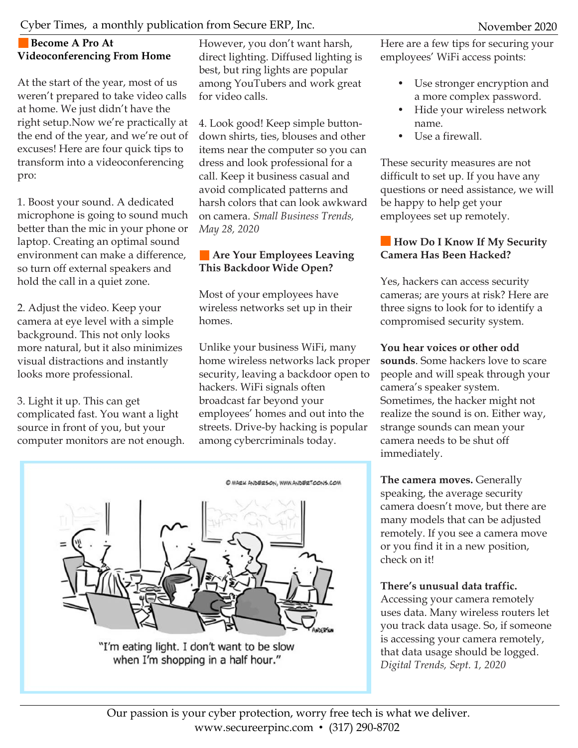## Become A Pro At Videoconferencing From Home

At the start of the year, most of us weren't prepared to take video calls at home. We just didn't have the right setup.Now we're practically at the end of the year, and we're out of excuses! Here are four quick tips to transform into a videoconferencing pro:

1. Boost your sound. A dedicated microphone is going to sound much better than the mic in your phone or laptop. Creating an optimal sound environment can make a difference, so turn off external speakers and hold the call in a quiet zone.

2. Adjust the video. Keep your camera at eye level with a simple background. This not only looks more natural, but it also minimizes visual distractions and instantly looks more professional.

3. Light it up. This can get complicated fast. You want a light source in front of you, but your computer monitors are not enough. However, you don't want harsh, direct lighting. Diffused lighting is best, but ring lights are popular among YouTubers and work great for video calls.

4. Look good! Keep simple button-down shirts, ties, blouses and other items near the computer so you can dress and look professional for a call. Keep it business casual and avoid complicated patterns and harsh colors that can look awkward on camera. *Small Business Trends, May 28, 2020*

## Are Your Employees Leaving This Backdoor Wide Open?

Most of your employees have wireless networks set up in their homes.

Unlike your business WiFi, many home wireless networks lack proper security, leaving a backdoor open to hackers. WiFi signals often broadcast far beyond your employees' homes and out into the streets. Drive-by hacking is popular among cybercriminals today.

Here are a few tips for securing your employees' WiFi access points:

- Use stronger encryption and a more complex password.
- Hide your wireless network name.
- Use a firewall.

These security measures are not difficult to set up. If you have any questions or need assistance, we will be happy to help get your employees set up remotely.

## How Do I Know If My Security Camera Has Been Hacked?

Yes, hackers can access security cameras; are yours at risk? Here are three signs to look for to identify a compromised security system.

**You hear voices or other odd sounds**. Some hackers love to scare people and will speak through your camera's speaker system. Sometimes, the hacker might not realize the sound is on. Either way, strange sounds can mean your camera needs to be shut off immediately.

**The camera moves.** Generally speaking, the average security camera doesn't move, but there are many models that can be adjusted remotely. If you see a camera move or you find it in a new position, check on it!

**There's unusual data traffic.** Accessing your camera remotely uses data. Many wireless routers let you track data usage. So, if someone is accessing your camera remotely, that data usage should be logged. *Digital Trends, Sept. 1, 2020*

© MARK ANDERSON, WWW.ANDERTOONS.COM

"I'm eating light. I don't want to be slow when I'm shopping in a half hour."

Our passion is your cyber protection, worry free tech is what we deliver.
www.secureerpinc.com • (317) 290-8702